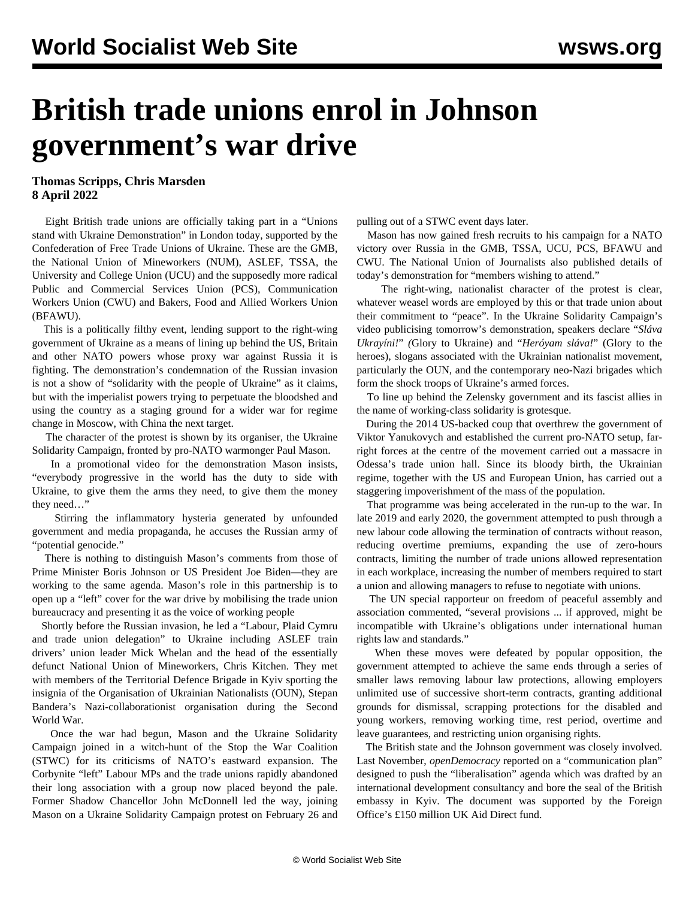# British trade unions enrol in Johnson government's war drive

**Thomas Scripps, Chris Marsden**
**8 April 2022**

Eight British trade unions are officially taking part in a "Unions stand with Ukraine Demonstration" in London today, supported by the Confederation of Free Trade Unions of Ukraine. These are the GMB, the National Union of Mineworkers (NUM), ASLEF, TSSA, the University and College Union (UCU) and the supposedly more radical Public and Commercial Services Union (PCS), Communication Workers Union (CWU) and Bakers, Food and Allied Workers Union (BFAWU).

This is a politically filthy event, lending support to the right-wing government of Ukraine as a means of lining up behind the US, Britain and other NATO powers whose proxy war against Russia it is fighting. The demonstration's condemnation of the Russian invasion is not a show of "solidarity with the people of Ukraine" as it claims, but with the imperialist powers trying to perpetuate the bloodshed and using the country as a staging ground for a wider war for regime change in Moscow, with China the next target.

The character of the protest is shown by its organiser, the Ukraine Solidarity Campaign, fronted by pro-NATO warmonger Paul Mason.

In a promotional video for the demonstration Mason insists, "everybody progressive in the world has the duty to side with Ukraine, to give them the arms they need, to give them the money they need…"

Stirring the inflammatory hysteria generated by unfounded government and media propaganda, he accuses the Russian army of "potential genocide."

There is nothing to distinguish Mason's comments from those of Prime Minister Boris Johnson or US President Joe Biden—they are working to the same agenda. Mason's role in this partnership is to open up a "left" cover for the war drive by mobilising the trade union bureaucracy and presenting it as the voice of working people

Shortly before the Russian invasion, he led a "Labour, Plaid Cymru and trade union delegation" to Ukraine including ASLEF train drivers' union leader Mick Whelan and the head of the essentially defunct National Union of Mineworkers, Chris Kitchen. They met with members of the Territorial Defence Brigade in Kyiv sporting the insignia of the Organisation of Ukrainian Nationalists (OUN), Stepan Bandera's Nazi-collaborationist organisation during the Second World War.

Once the war had begun, Mason and the Ukraine Solidarity Campaign joined in a witch-hunt of the Stop the War Coalition (STWC) for its criticisms of NATO's eastward expansion. The Corbynite "left" Labour MPs and the trade unions rapidly abandoned their long association with a group now placed beyond the pale. Former Shadow Chancellor John McDonnell led the way, joining Mason on a Ukraine Solidarity Campaign protest on February 26 and pulling out of a STWC event days later.

Mason has now gained fresh recruits to his campaign for a NATO victory over Russia in the GMB, TSSA, UCU, PCS, BFAWU and CWU. The National Union of Journalists also published details of today's demonstration for "members wishing to attend."

The right-wing, nationalist character of the protest is clear, whatever weasel words are employed by this or that trade union about their commitment to "peace". In the Ukraine Solidarity Campaign's video publicising tomorrow's demonstration, speakers declare "*Sláva Ukrayíni!*" (Glory to Ukraine) and "*Heróyam sláva!*" (Glory to the heroes), slogans associated with the Ukrainian nationalist movement, particularly the OUN, and the contemporary neo-Nazi brigades which form the shock troops of Ukraine's armed forces.

To line up behind the Zelensky government and its fascist allies in the name of working-class solidarity is grotesque.

During the 2014 US-backed coup that overthrew the government of Viktor Yanukovych and established the current pro-NATO setup, far-right forces at the centre of the movement carried out a massacre in Odessa's trade union hall. Since its bloody birth, the Ukrainian regime, together with the US and European Union, has carried out a staggering impoverishment of the mass of the population.

That programme was being accelerated in the run-up to the war. In late 2019 and early 2020, the government attempted to push through a new labour code allowing the termination of contracts without reason, reducing overtime premiums, expanding the use of zero-hours contracts, limiting the number of trade unions allowed representation in each workplace, increasing the number of members required to start a union and allowing managers to refuse to negotiate with unions.

The UN special rapporteur on freedom of peaceful assembly and association commented, "several provisions ... if approved, might be incompatible with Ukraine's obligations under international human rights law and standards."

When these moves were defeated by popular opposition, the government attempted to achieve the same ends through a series of smaller laws removing labour law protections, allowing employers unlimited use of successive short-term contracts, granting additional grounds for dismissal, scrapping protections for the disabled and young workers, removing working time, rest period, overtime and leave guarantees, and restricting union organising rights.

The British state and the Johnson government was closely involved. Last November, *openDemocracy* reported on a "communication plan" designed to push the "liberalisation" agenda which was drafted by an international development consultancy and bore the seal of the British embassy in Kyiv. The document was supported by the Foreign Office's £150 million UK Aid Direct fund.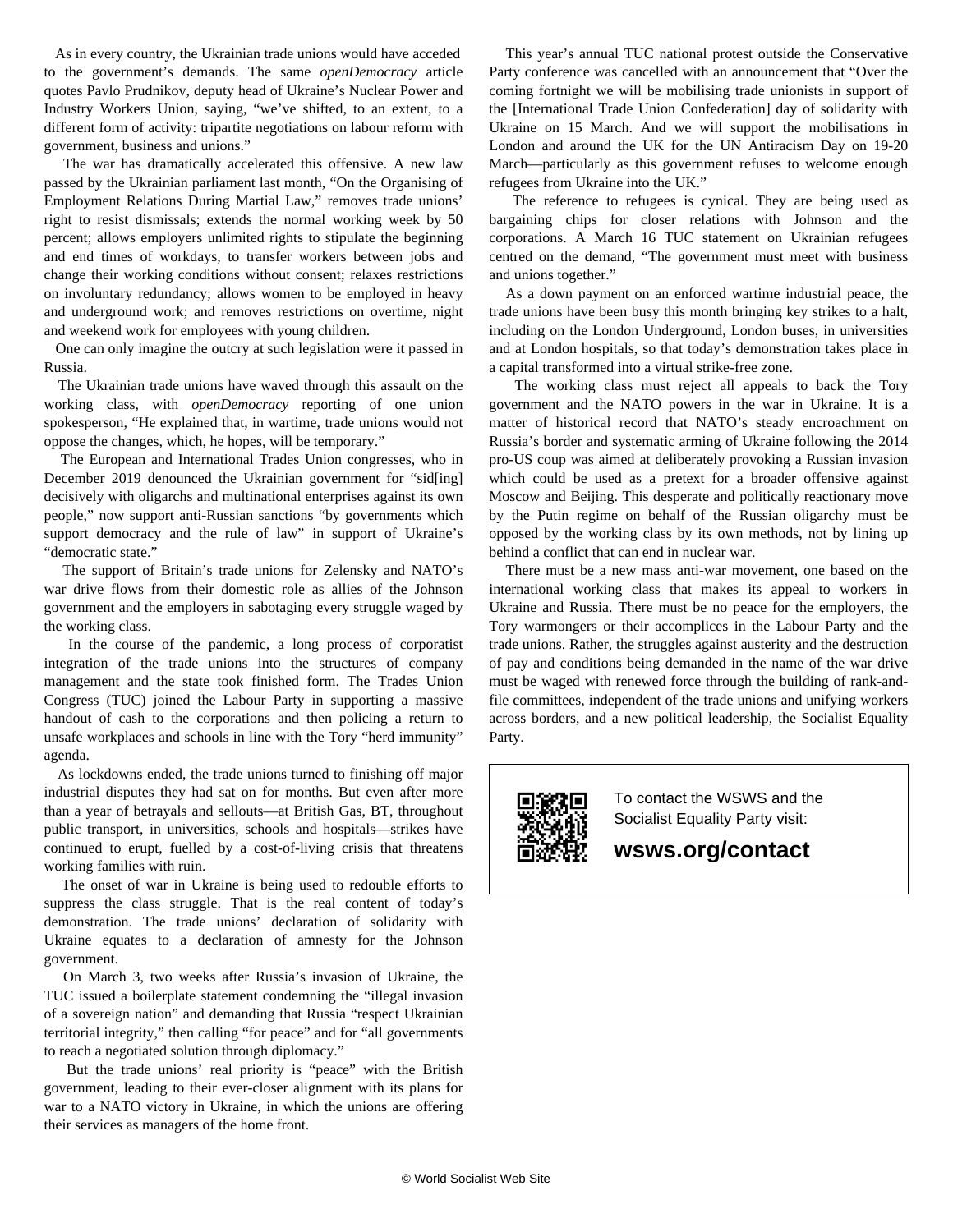As in every country, the Ukrainian trade unions would have acceded to the government's demands. The same *openDemocracy* article quotes Pavlo Prudnikov, deputy head of Ukraine's Nuclear Power and Industry Workers Union, saying, "we've shifted, to an extent, to a different form of activity: tripartite negotiations on labour reform with government, business and unions."

The war has dramatically accelerated this offensive. A new law passed by the Ukrainian parliament last month, "On the Organising of Employment Relations During Martial Law," removes trade unions' right to resist dismissals; extends the normal working week by 50 percent; allows employers unlimited rights to stipulate the beginning and end times of workdays, to transfer workers between jobs and change their working conditions without consent; relaxes restrictions on involuntary redundancy; allows women to be employed in heavy and underground work; and removes restrictions on overtime, night and weekend work for employees with young children.

One can only imagine the outcry at such legislation were it passed in Russia.

The Ukrainian trade unions have waved through this assault on the working class, with *openDemocracy* reporting of one union spokesperson, "He explained that, in wartime, trade unions would not oppose the changes, which, he hopes, will be temporary."

The European and International Trades Union congresses, who in December 2019 denounced the Ukrainian government for "sid[ing] decisively with oligarchs and multinational enterprises against its own people," now support anti-Russian sanctions "by governments which support democracy and the rule of law" in support of Ukraine's "democratic state."

The support of Britain's trade unions for Zelensky and NATO's war drive flows from their domestic role as allies of the Johnson government and the employers in sabotaging every struggle waged by the working class.

In the course of the pandemic, a long process of corporatist integration of the trade unions into the structures of company management and the state took finished form. The Trades Union Congress (TUC) joined the Labour Party in supporting a massive handout of cash to the corporations and then policing a return to unsafe workplaces and schools in line with the Tory "herd immunity" agenda.

As lockdowns ended, the trade unions turned to finishing off major industrial disputes they had sat on for months. But even after more than a year of betrayals and sellouts—at British Gas, BT, throughout public transport, in universities, schools and hospitals—strikes have continued to erupt, fuelled by a cost-of-living crisis that threatens working families with ruin.

The onset of war in Ukraine is being used to redouble efforts to suppress the class struggle. That is the real content of today's demonstration. The trade unions' declaration of solidarity with Ukraine equates to a declaration of amnesty for the Johnson government.

On March 3, two weeks after Russia's invasion of Ukraine, the TUC issued a boilerplate statement condemning the "illegal invasion of a sovereign nation" and demanding that Russia "respect Ukrainian territorial integrity," then calling "for peace" and for "all governments to reach a negotiated solution through diplomacy."

But the trade unions' real priority is "peace" with the British government, leading to their ever-closer alignment with its plans for war to a NATO victory in Ukraine, in which the unions are offering their services as managers of the home front.

This year's annual TUC national protest outside the Conservative Party conference was cancelled with an announcement that "Over the coming fortnight we will be mobilising trade unionists in support of the [International Trade Union Confederation] day of solidarity with Ukraine on 15 March. And we will support the mobilisations in London and around the UK for the UN Antiracism Day on 19-20 March—particularly as this government refuses to welcome enough refugees from Ukraine into the UK."

The reference to refugees is cynical. They are being used as bargaining chips for closer relations with Johnson and the corporations. A March 16 TUC statement on Ukrainian refugees centred on the demand, "The government must meet with business and unions together."

As a down payment on an enforced wartime industrial peace, the trade unions have been busy this month bringing key strikes to a halt, including on the London Underground, London buses, in universities and at London hospitals, so that today's demonstration takes place in a capital transformed into a virtual strike-free zone.

The working class must reject all appeals to back the Tory government and the NATO powers in the war in Ukraine. It is a matter of historical record that NATO's steady encroachment on Russia's border and systematic arming of Ukraine following the 2014 pro-US coup was aimed at deliberately provoking a Russian invasion which could be used as a pretext for a broader offensive against Moscow and Beijing. This desperate and politically reactionary move by the Putin regime on behalf of the Russian oligarchy must be opposed by the working class by its own methods, not by lining up behind a conflict that can end in nuclear war.

There must be a new mass anti-war movement, one based on the international working class that makes its appeal to workers in Ukraine and Russia. There must be no peace for the employers, the Tory warmongers or their accomplices in the Labour Party and the trade unions. Rather, the struggles against austerity and the destruction of pay and conditions being demanded in the name of the war drive must be waged with renewed force through the building of rank-and-file committees, independent of the trade unions and unifying workers across borders, and a new political leadership, the Socialist Equality Party.

To contact the WSWS and the Socialist Equality Party visit:

**wsws.org/contact**